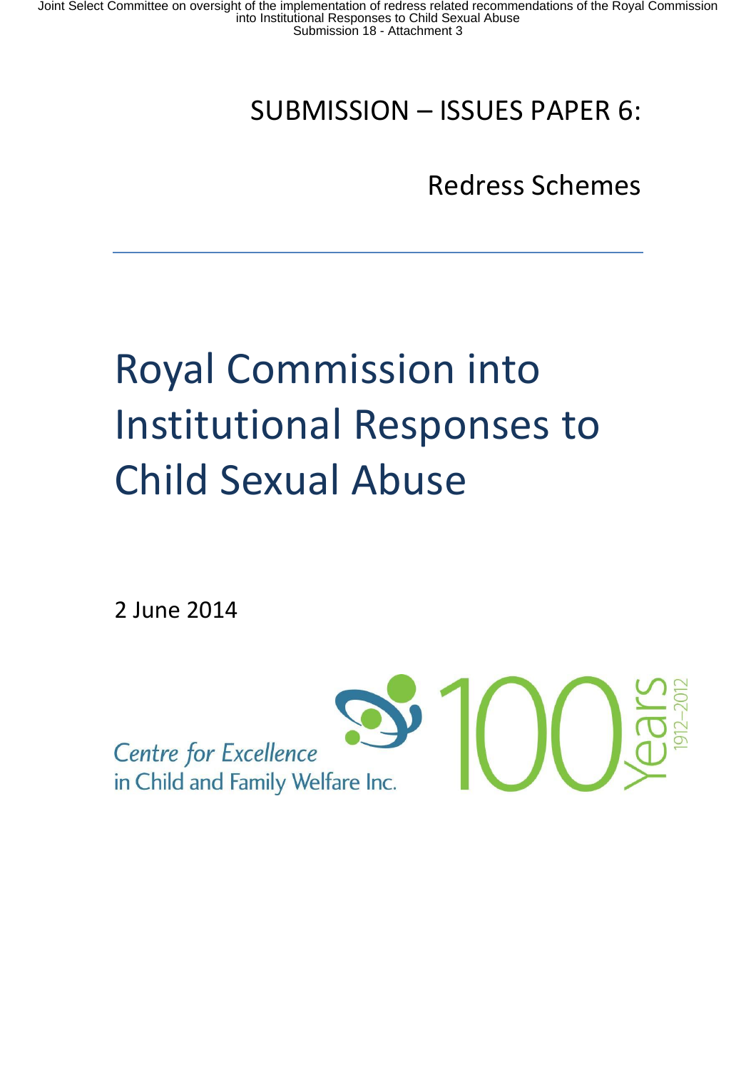Joint Select Committee on oversight of the implementation of redress related recommendations of the Royal Commission into Institutional Responses to Child Sexual Abuse
Submission 18 - Attachment 3

# SUBMISSION – ISSUES PAPER 6:

## Redress Schemes

---

# Royal Commission into Institutional Responses to Child Sexual Abuse

2 June 2014

Centre for Excellence in Child and Family Welfare Inc.

100 Years 1912–2012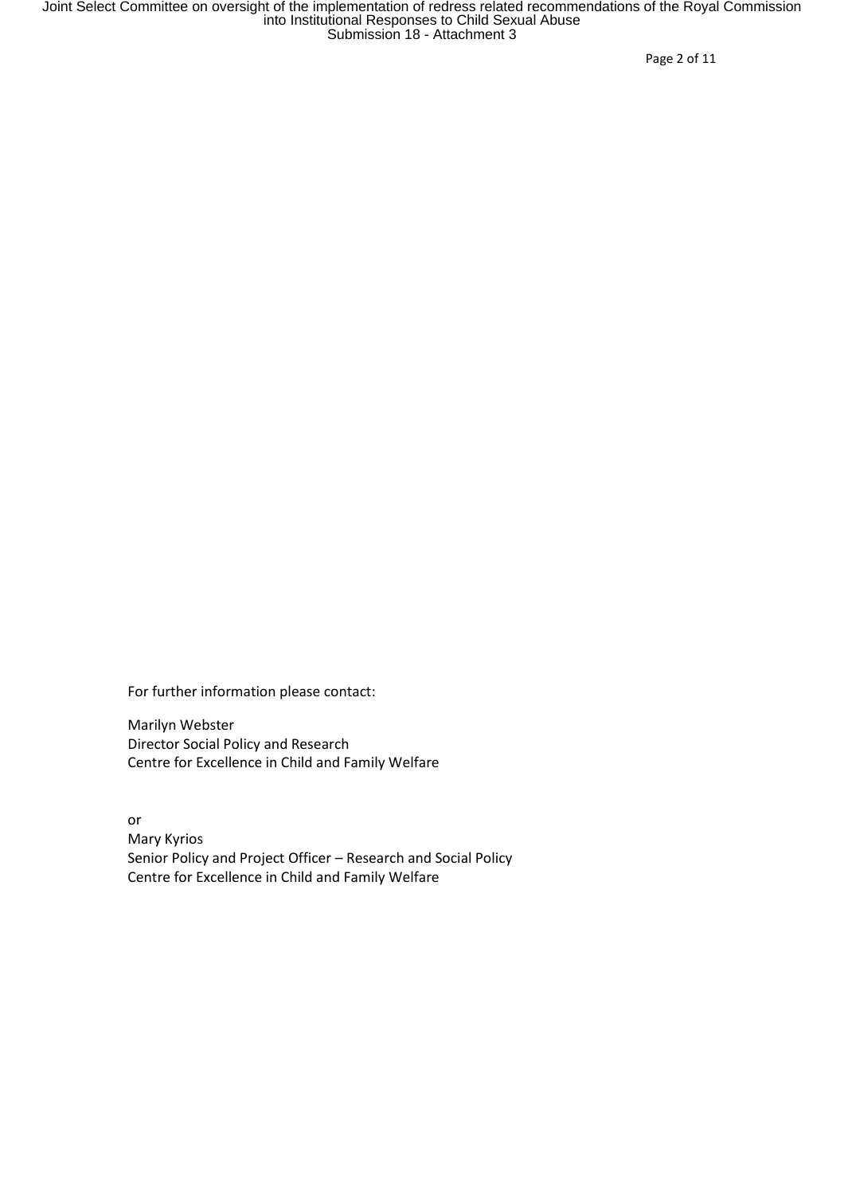For further information please contact:

Marilyn Webster
Director Social Policy and Research
Centre for Excellence in Child and Family Welfare

or
Mary Kyrios
Senior Policy and Project Officer – Research and Social Policy
Centre for Excellence in Child and Family Welfare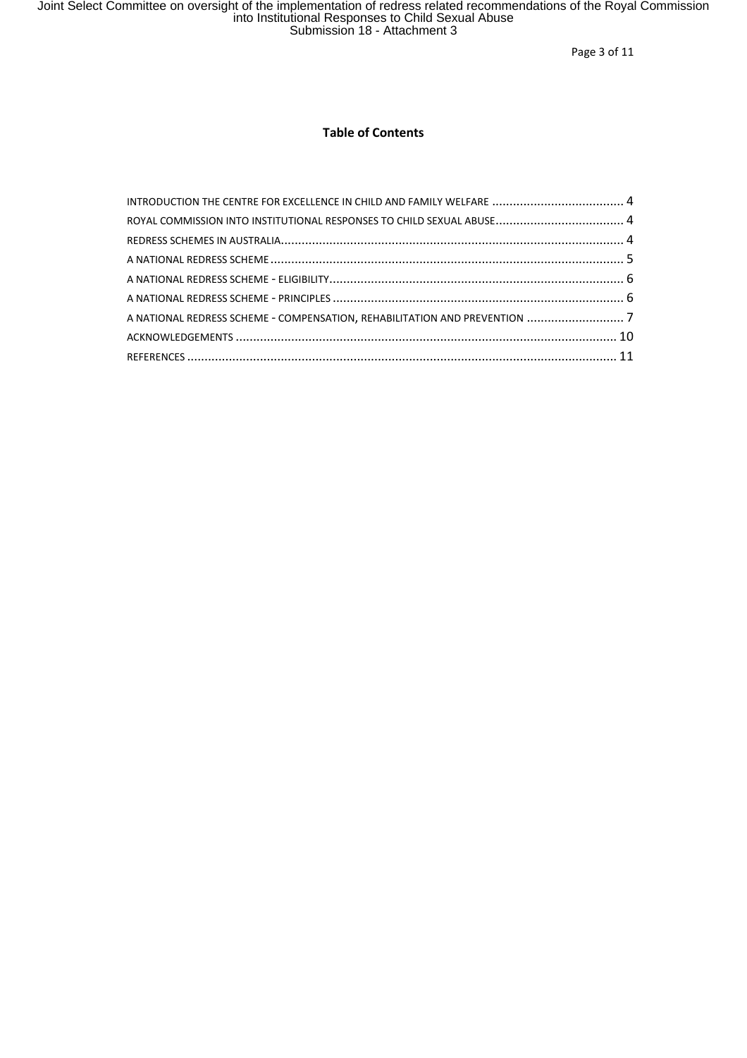**Table of Contents**

INTRODUCTION THE CENTRE FOR EXCELLENCE IN CHILD AND FAMILY WELFARE ...................................... 4
ROYAL COMMISSION INTO INSTITUTIONAL RESPONSES TO CHILD SEXUAL ABUSE..................................... 4
REDRESS SCHEMES IN AUSTRALIA.................................................................................................. 4
A NATIONAL REDRESS SCHEME ..................................................................................................... 5
A NATIONAL REDRESS SCHEME - ELIGIBILITY.................................................................................... 6
A NATIONAL REDRESS SCHEME - PRINCIPLES ................................................................................... 6
A NATIONAL REDRESS SCHEME - COMPENSATION, REHABILITATION AND PREVENTION ............................ 7
ACKNOWLEDGEMENTS ............................................................................................................. 10
REFERENCES ........................................................................................................................... 11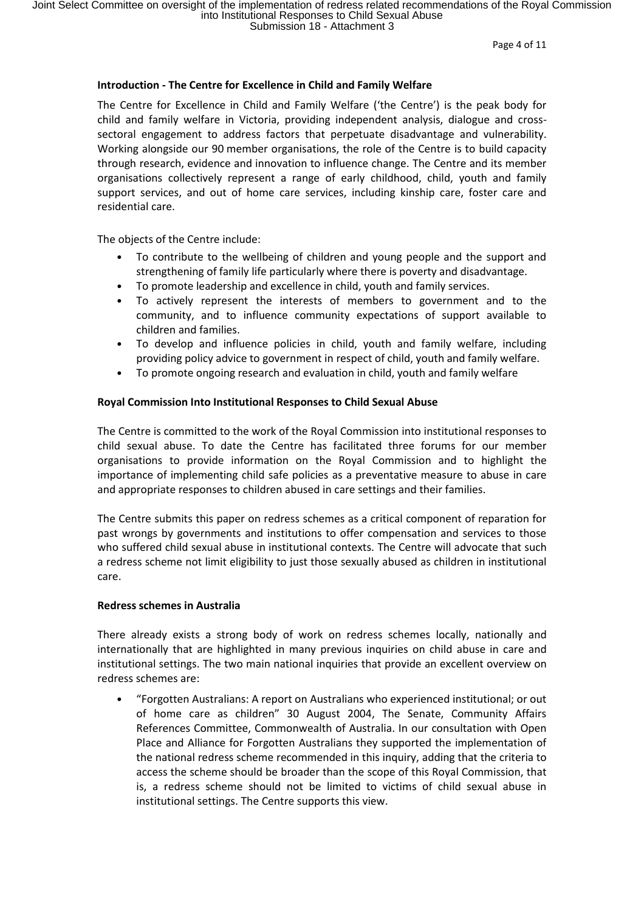**Introduction - The Centre for Excellence in Child and Family Welfare**

The Centre for Excellence in Child and Family Welfare ('the Centre') is the peak body for child and family welfare in Victoria, providing independent analysis, dialogue and cross-sectoral engagement to address factors that perpetuate disadvantage and vulnerability. Working alongside our 90 member organisations, the role of the Centre is to build capacity through research, evidence and innovation to influence change. The Centre and its member organisations collectively represent a range of early childhood, child, youth and family support services, and out of home care services, including kinship care, foster care and residential care.

The objects of the Centre include:

- To contribute to the wellbeing of children and young people and the support and strengthening of family life particularly where there is poverty and disadvantage.
- To promote leadership and excellence in child, youth and family services.
- To actively represent the interests of members to government and to the community, and to influence community expectations of support available to children and families.
- To develop and influence policies in child, youth and family welfare, including providing policy advice to government in respect of child, youth and family welfare.
- To promote ongoing research and evaluation in child, youth and family welfare

**Royal Commission Into Institutional Responses to Child Sexual Abuse**

The Centre is committed to the work of the Royal Commission into institutional responses to child sexual abuse. To date the Centre has facilitated three forums for our member organisations to provide information on the Royal Commission and to highlight the importance of implementing child safe policies as a preventative measure to abuse in care and appropriate responses to children abused in care settings and their families.

The Centre submits this paper on redress schemes as a critical component of reparation for past wrongs by governments and institutions to offer compensation and services to those who suffered child sexual abuse in institutional contexts. The Centre will advocate that such a redress scheme not limit eligibility to just those sexually abused as children in institutional care.

**Redress schemes in Australia**

There already exists a strong body of work on redress schemes locally, nationally and internationally that are highlighted in many previous inquiries on child abuse in care and institutional settings. The two main national inquiries that provide an excellent overview on redress schemes are:

- "Forgotten Australians: A report on Australians who experienced institutional; or out of home care as children" 30 August 2004, The Senate, Community Affairs References Committee, Commonwealth of Australia. In our consultation with Open Place and Alliance for Forgotten Australians they supported the implementation of the national redress scheme recommended in this inquiry, adding that the criteria to access the scheme should be broader than the scope of this Royal Commission, that is, a redress scheme should not be limited to victims of child sexual abuse in institutional settings. The Centre supports this view.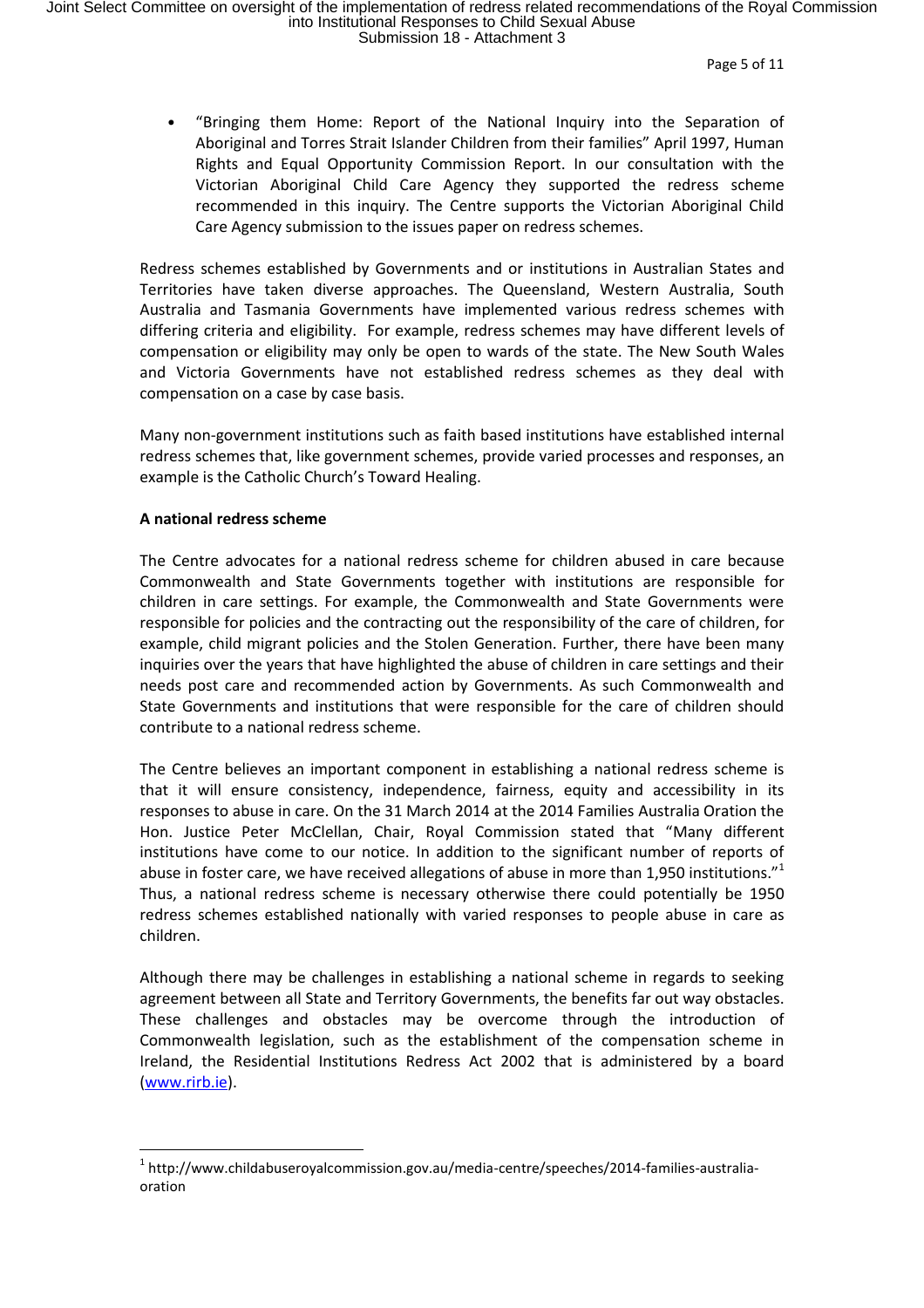- "Bringing them Home: Report of the National Inquiry into the Separation of Aboriginal and Torres Strait Islander Children from their families" April 1997, Human Rights and Equal Opportunity Commission Report. In our consultation with the Victorian Aboriginal Child Care Agency they supported the redress scheme recommended in this inquiry. The Centre supports the Victorian Aboriginal Child Care Agency submission to the issues paper on redress schemes.

Redress schemes established by Governments and or institutions in Australian States and Territories have taken diverse approaches. The Queensland, Western Australia, South Australia and Tasmania Governments have implemented various redress schemes with differing criteria and eligibility. For example, redress schemes may have different levels of compensation or eligibility may only be open to wards of the state. The New South Wales and Victoria Governments have not established redress schemes as they deal with compensation on a case by case basis.

Many non-government institutions such as faith based institutions have established internal redress schemes that, like government schemes, provide varied processes and responses, an example is the Catholic Church's Toward Healing.

**A national redress scheme**

The Centre advocates for a national redress scheme for children abused in care because Commonwealth and State Governments together with institutions are responsible for children in care settings. For example, the Commonwealth and State Governments were responsible for policies and the contracting out the responsibility of the care of children, for example, child migrant policies and the Stolen Generation. Further, there have been many inquiries over the years that have highlighted the abuse of children in care settings and their needs post care and recommended action by Governments. As such Commonwealth and State Governments and institutions that were responsible for the care of children should contribute to a national redress scheme.

The Centre believes an important component in establishing a national redress scheme is that it will ensure consistency, independence, fairness, equity and accessibility in its responses to abuse in care. On the 31 March 2014 at the 2014 Families Australia Oration the Hon. Justice Peter McClellan, Chair, Royal Commission stated that "Many different institutions have come to our notice. In addition to the significant number of reports of abuse in foster care, we have received allegations of abuse in more than 1,950 institutions."[1] Thus, a national redress scheme is necessary otherwise there could potentially be 1950 redress schemes established nationally with varied responses to people abuse in care as children.

Although there may be challenges in establishing a national scheme in regards to seeking agreement between all State and Territory Governments, the benefits far out way obstacles. These challenges and obstacles may be overcome through the introduction of Commonwealth legislation, such as the establishment of the compensation scheme in Ireland, the Residential Institutions Redress Act 2002 that is administered by a board (www.rirb.ie).

---

[1] http://www.childabuseroyalcommission.gov.au/media-centre/speeches/2014-families-australia-oration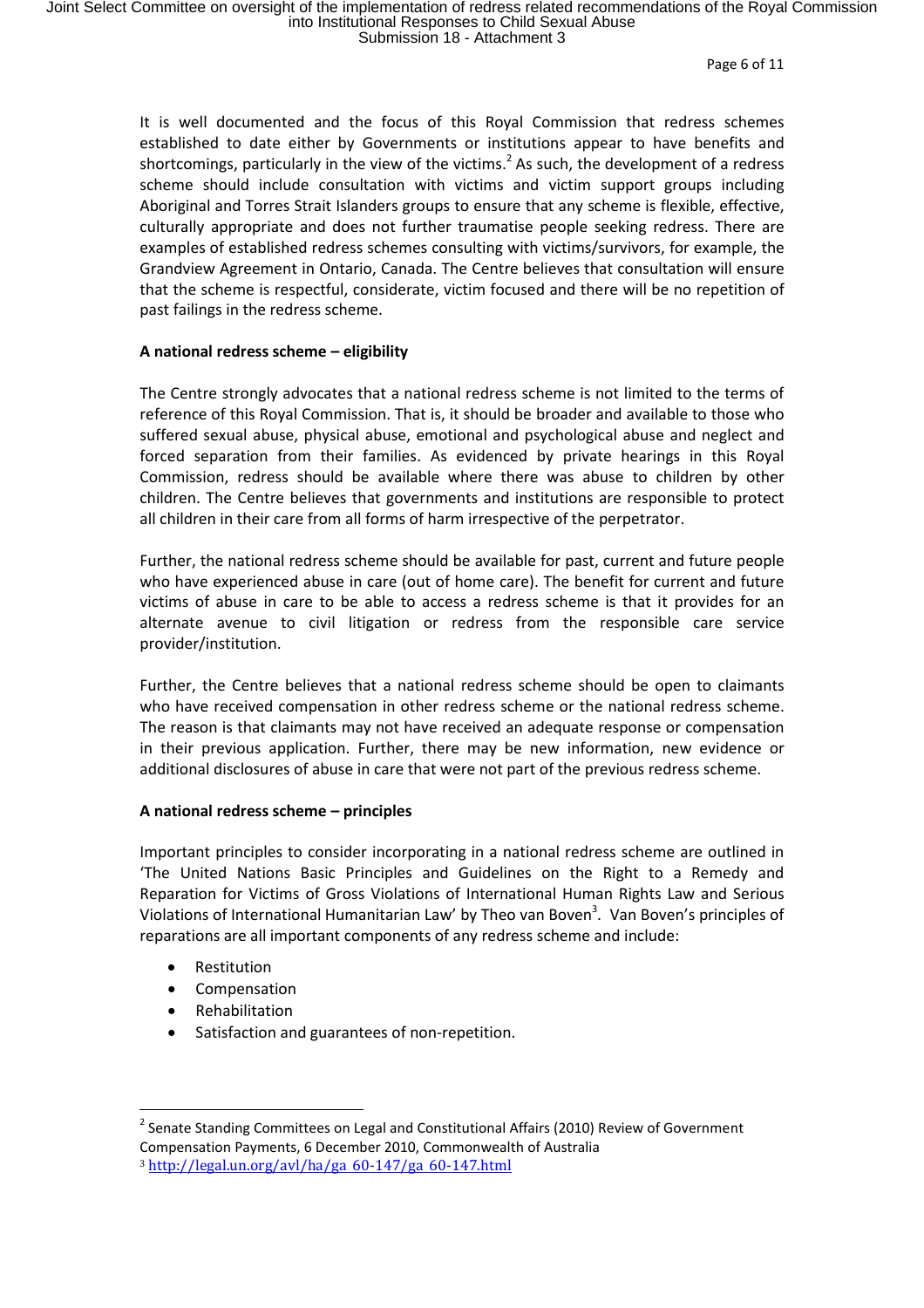It is well documented and the focus of this Royal Commission that redress schemes established to date either by Governments or institutions appear to have benefits and shortcomings, particularly in the view of the victims.[2] As such, the development of a redress scheme should include consultation with victims and victim support groups including Aboriginal and Torres Strait Islanders groups to ensure that any scheme is flexible, effective, culturally appropriate and does not further traumatise people seeking redress. There are examples of established redress schemes consulting with victims/survivors, for example, the Grandview Agreement in Ontario, Canada. The Centre believes that consultation will ensure that the scheme is respectful, considerate, victim focused and there will be no repetition of past failings in the redress scheme.

**A national redress scheme – eligibility**

The Centre strongly advocates that a national redress scheme is not limited to the terms of reference of this Royal Commission. That is, it should be broader and available to those who suffered sexual abuse, physical abuse, emotional and psychological abuse and neglect and forced separation from their families. As evidenced by private hearings in this Royal Commission, redress should be available where there was abuse to children by other children. The Centre believes that governments and institutions are responsible to protect all children in their care from all forms of harm irrespective of the perpetrator.

Further, the national redress scheme should be available for past, current and future people who have experienced abuse in care (out of home care). The benefit for current and future victims of abuse in care to be able to access a redress scheme is that it provides for an alternate avenue to civil litigation or redress from the responsible care service provider/institution.

Further, the Centre believes that a national redress scheme should be open to claimants who have received compensation in other redress scheme or the national redress scheme. The reason is that claimants may not have received an adequate response or compensation in their previous application. Further, there may be new information, new evidence or additional disclosures of abuse in care that were not part of the previous redress scheme.

**A national redress scheme – principles**

Important principles to consider incorporating in a national redress scheme are outlined in 'The United Nations Basic Principles and Guidelines on the Right to a Remedy and Reparation for Victims of Gross Violations of International Human Rights Law and Serious Violations of International Humanitarian Law' by Theo van Boven[3]. Van Boven's principles of reparations are all important components of any redress scheme and include:

- Restitution
- Compensation
- Rehabilitation
- Satisfaction and guarantees of non-repetition.

---

[2] Senate Standing Committees on Legal and Constitutional Affairs (2010) Review of Government Compensation Payments, 6 December 2010, Commonwealth of Australia

[3] http://legal.un.org/avl/ha/ga_60-147/ga_60-147.html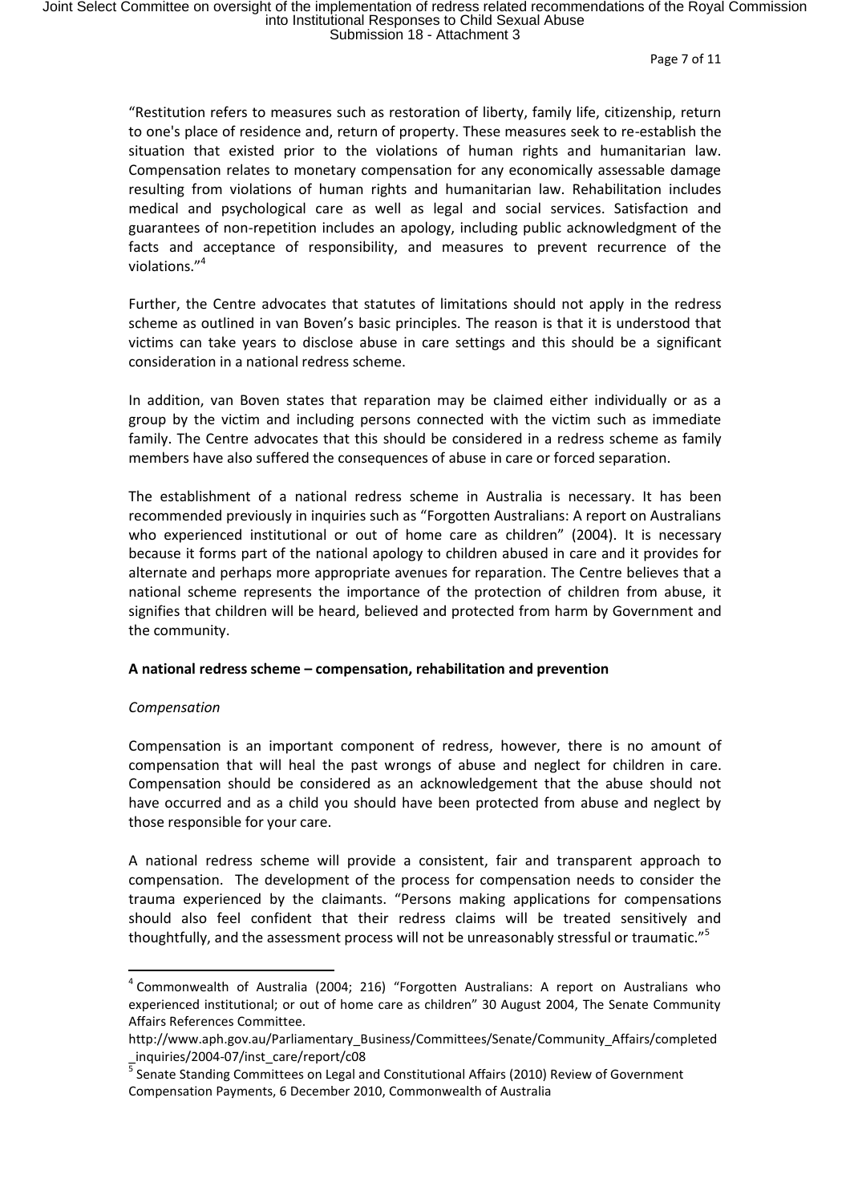"Restitution refers to measures such as restoration of liberty, family life, citizenship, return to one's place of residence and, return of property. These measures seek to re-establish the situation that existed prior to the violations of human rights and humanitarian law. Compensation relates to monetary compensation for any economically assessable damage resulting from violations of human rights and humanitarian law. Rehabilitation includes medical and psychological care as well as legal and social services. Satisfaction and guarantees of non-repetition includes an apology, including public acknowledgment of the facts and acceptance of responsibility, and measures to prevent recurrence of the violations."[4]

Further, the Centre advocates that statutes of limitations should not apply in the redress scheme as outlined in van Boven's basic principles. The reason is that it is understood that victims can take years to disclose abuse in care settings and this should be a significant consideration in a national redress scheme.

In addition, van Boven states that reparation may be claimed either individually or as a group by the victim and including persons connected with the victim such as immediate family. The Centre advocates that this should be considered in a redress scheme as family members have also suffered the consequences of abuse in care or forced separation.

The establishment of a national redress scheme in Australia is necessary. It has been recommended previously in inquiries such as "Forgotten Australians: A report on Australians who experienced institutional or out of home care as children" (2004). It is necessary because it forms part of the national apology to children abused in care and it provides for alternate and perhaps more appropriate avenues for reparation. The Centre believes that a national scheme represents the importance of the protection of children from abuse, it signifies that children will be heard, believed and protected from harm by Government and the community.

**A national redress scheme – compensation, rehabilitation and prevention**

*Compensation*

Compensation is an important component of redress, however, there is no amount of compensation that will heal the past wrongs of abuse and neglect for children in care. Compensation should be considered as an acknowledgement that the abuse should not have occurred and as a child you should have been protected from abuse and neglect by those responsible for your care.

A national redress scheme will provide a consistent, fair and transparent approach to compensation. The development of the process for compensation needs to consider the trauma experienced by the claimants. "Persons making applications for compensations should also feel confident that their redress claims will be treated sensitively and thoughtfully, and the assessment process will not be unreasonably stressful or traumatic."[5]

---

[4] Commonwealth of Australia (2004; 216) "Forgotten Australians: A report on Australians who experienced institutional; or out of home care as children" 30 August 2004, The Senate Community Affairs References Committee.
http://www.aph.gov.au/Parliamentary_Business/Committees/Senate/Community_Affairs/completed_inquiries/2004-07/inst_care/report/c08

[5] Senate Standing Committees on Legal and Constitutional Affairs (2010) Review of Government Compensation Payments, 6 December 2010, Commonwealth of Australia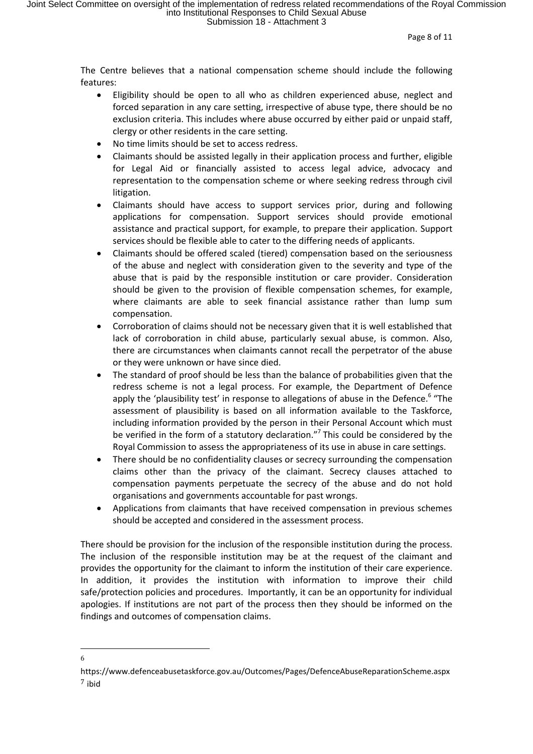The Centre believes that a national compensation scheme should include the following features:

- Eligibility should be open to all who as children experienced abuse, neglect and forced separation in any care setting, irrespective of abuse type, there should be no exclusion criteria. This includes where abuse occurred by either paid or unpaid staff, clergy or other residents in the care setting.
- No time limits should be set to access redress.
- Claimants should be assisted legally in their application process and further, eligible for Legal Aid or financially assisted to access legal advice, advocacy and representation to the compensation scheme or where seeking redress through civil litigation.
- Claimants should have access to support services prior, during and following applications for compensation. Support services should provide emotional assistance and practical support, for example, to prepare their application. Support services should be flexible able to cater to the differing needs of applicants.
- Claimants should be offered scaled (tiered) compensation based on the seriousness of the abuse and neglect with consideration given to the severity and type of the abuse that is paid by the responsible institution or care provider. Consideration should be given to the provision of flexible compensation schemes, for example, where claimants are able to seek financial assistance rather than lump sum compensation.
- Corroboration of claims should not be necessary given that it is well established that lack of corroboration in child abuse, particularly sexual abuse, is common. Also, there are circumstances when claimants cannot recall the perpetrator of the abuse or they were unknown or have since died.
- The standard of proof should be less than the balance of probabilities given that the redress scheme is not a legal process. For example, the Department of Defence apply the 'plausibility test' in response to allegations of abuse in the Defence.[6] "The assessment of plausibility is based on all information available to the Taskforce, including information provided by the person in their Personal Account which must be verified in the form of a statutory declaration."[7] This could be considered by the Royal Commission to assess the appropriateness of its use in abuse in care settings.
- There should be no confidentiality clauses or secrecy surrounding the compensation claims other than the privacy of the claimant. Secrecy clauses attached to compensation payments perpetuate the secrecy of the abuse and do not hold organisations and governments accountable for past wrongs.
- Applications from claimants that have received compensation in previous schemes should be accepted and considered in the assessment process.

There should be provision for the inclusion of the responsible institution during the process. The inclusion of the responsible institution may be at the request of the claimant and provides the opportunity for the claimant to inform the institution of their care experience. In addition, it provides the institution with information to improve their child safe/protection policies and procedures. Importantly, it can be an opportunity for individual apologies. If institutions are not part of the process then they should be informed on the findings and outcomes of compensation claims.

---

[6] https://www.defenceabusetaskforce.gov.au/Outcomes/Pages/DefenceAbuseReparationScheme.aspx

[7] ibid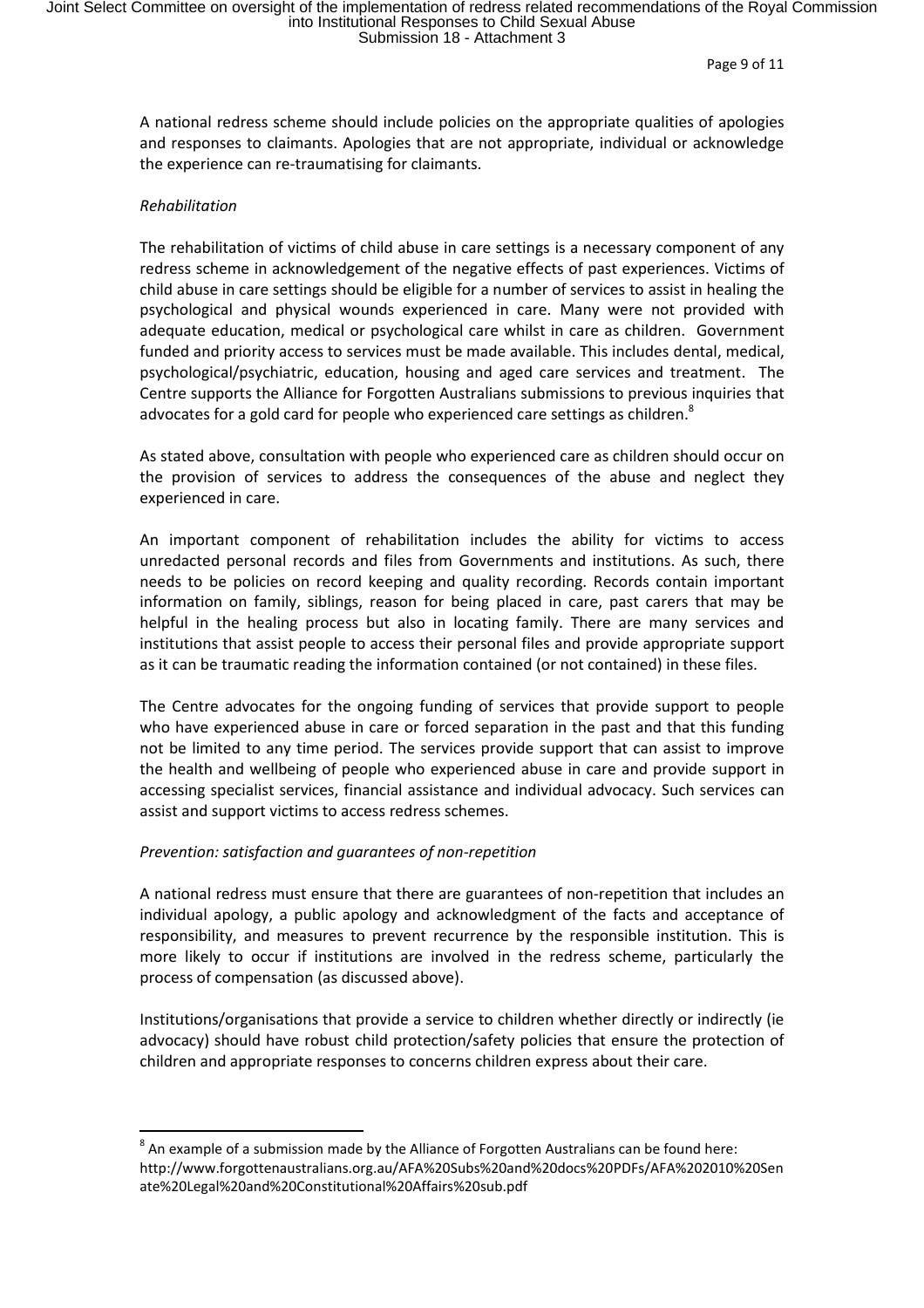A national redress scheme should include policies on the appropriate qualities of apologies and responses to claimants. Apologies that are not appropriate, individual or acknowledge the experience can re-traumatising for claimants.

*Rehabilitation*

The rehabilitation of victims of child abuse in care settings is a necessary component of any redress scheme in acknowledgement of the negative effects of past experiences. Victims of child abuse in care settings should be eligible for a number of services to assist in healing the psychological and physical wounds experienced in care. Many were not provided with adequate education, medical or psychological care whilst in care as children. Government funded and priority access to services must be made available. This includes dental, medical, psychological/psychiatric, education, housing and aged care services and treatment. The Centre supports the Alliance for Forgotten Australians submissions to previous inquiries that advocates for a gold card for people who experienced care settings as children.[8]

As stated above, consultation with people who experienced care as children should occur on the provision of services to address the consequences of the abuse and neglect they experienced in care.

An important component of rehabilitation includes the ability for victims to access unredacted personal records and files from Governments and institutions. As such, there needs to be policies on record keeping and quality recording. Records contain important information on family, siblings, reason for being placed in care, past carers that may be helpful in the healing process but also in locating family. There are many services and institutions that assist people to access their personal files and provide appropriate support as it can be traumatic reading the information contained (or not contained) in these files.

The Centre advocates for the ongoing funding of services that provide support to people who have experienced abuse in care or forced separation in the past and that this funding not be limited to any time period. The services provide support that can assist to improve the health and wellbeing of people who experienced abuse in care and provide support in accessing specialist services, financial assistance and individual advocacy. Such services can assist and support victims to access redress schemes.

*Prevention: satisfaction and guarantees of non-repetition*

A national redress must ensure that there are guarantees of non-repetition that includes an individual apology, a public apology and acknowledgment of the facts and acceptance of responsibility, and measures to prevent recurrence by the responsible institution. This is more likely to occur if institutions are involved in the redress scheme, particularly the process of compensation (as discussed above).

Institutions/organisations that provide a service to children whether directly or indirectly (ie advocacy) should have robust child protection/safety policies that ensure the protection of children and appropriate responses to concerns children express about their care.

---

[8] An example of a submission made by the Alliance of Forgotten Australians can be found here: http://www.forgottenaustralians.org.au/AFA%20Subs%20and%20docs%20PDFs/AFA%202010%20Senate%20Legal%20and%20Constitutional%20Affairs%20sub.pdf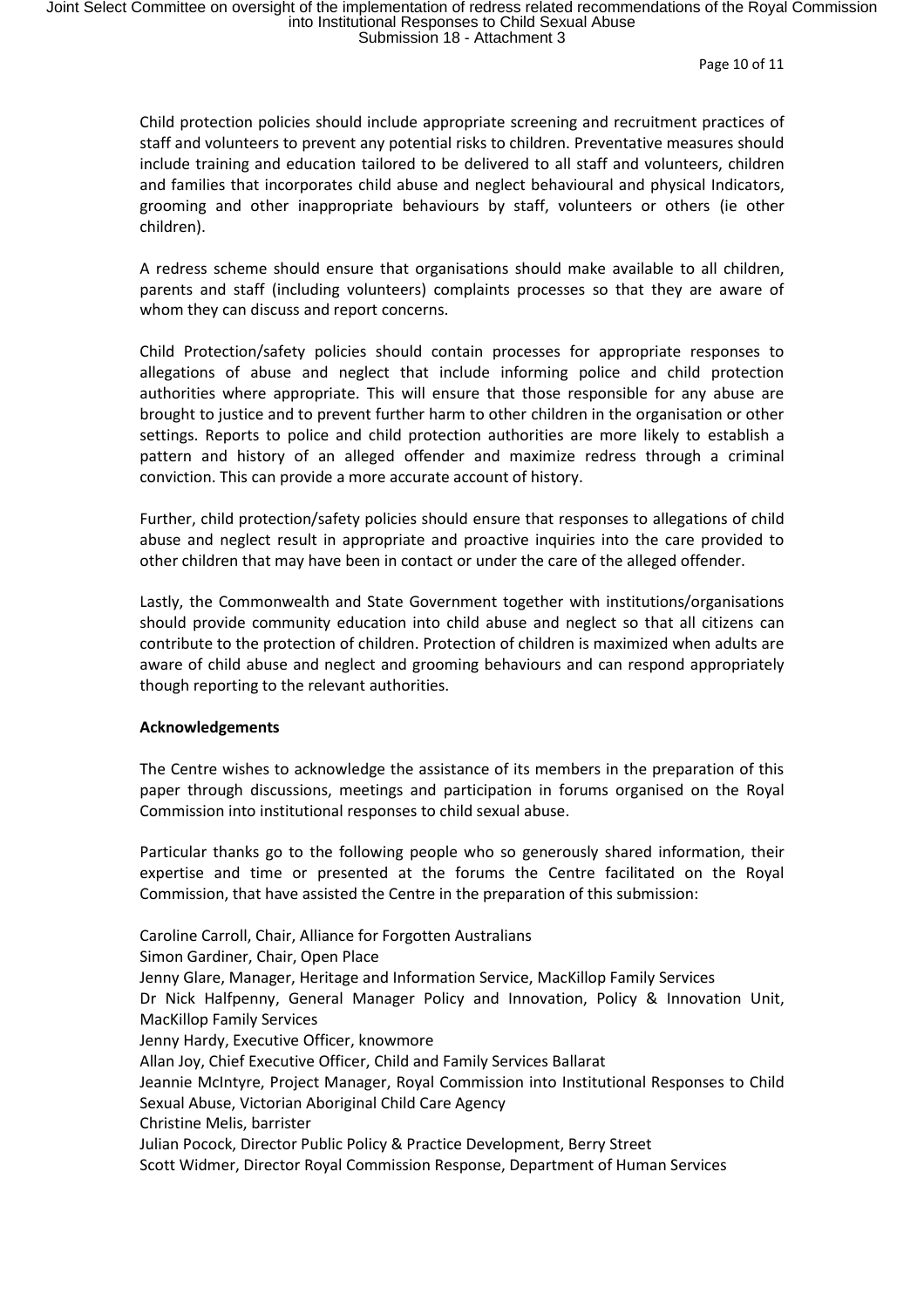Child protection policies should include appropriate screening and recruitment practices of staff and volunteers to prevent any potential risks to children. Preventative measures should include training and education tailored to be delivered to all staff and volunteers, children and families that incorporates child abuse and neglect behavioural and physical Indicators, grooming and other inappropriate behaviours by staff, volunteers or others (ie other children).

A redress scheme should ensure that organisations should make available to all children, parents and staff (including volunteers) complaints processes so that they are aware of whom they can discuss and report concerns.

Child Protection/safety policies should contain processes for appropriate responses to allegations of abuse and neglect that include informing police and child protection authorities where appropriate. This will ensure that those responsible for any abuse are brought to justice and to prevent further harm to other children in the organisation or other settings. Reports to police and child protection authorities are more likely to establish a pattern and history of an alleged offender and maximize redress through a criminal conviction. This can provide a more accurate account of history.

Further, child protection/safety policies should ensure that responses to allegations of child abuse and neglect result in appropriate and proactive inquiries into the care provided to other children that may have been in contact or under the care of the alleged offender.

Lastly, the Commonwealth and State Government together with institutions/organisations should provide community education into child abuse and neglect so that all citizens can contribute to the protection of children. Protection of children is maximized when adults are aware of child abuse and neglect and grooming behaviours and can respond appropriately though reporting to the relevant authorities.

**Acknowledgements**

The Centre wishes to acknowledge the assistance of its members in the preparation of this paper through discussions, meetings and participation in forums organised on the Royal Commission into institutional responses to child sexual abuse.

Particular thanks go to the following people who so generously shared information, their expertise and time or presented at the forums the Centre facilitated on the Royal Commission, that have assisted the Centre in the preparation of this submission:

Caroline Carroll, Chair, Alliance for Forgotten Australians
Simon Gardiner, Chair, Open Place
Jenny Glare, Manager, Heritage and Information Service, MacKillop Family Services
Dr Nick Halfpenny, General Manager Policy and Innovation, Policy & Innovation Unit, MacKillop Family Services
Jenny Hardy, Executive Officer, knowmore
Allan Joy, Chief Executive Officer, Child and Family Services Ballarat
Jeannie McIntyre, Project Manager, Royal Commission into Institutional Responses to Child Sexual Abuse, Victorian Aboriginal Child Care Agency
Christine Melis, barrister
Julian Pocock, Director Public Policy & Practice Development, Berry Street
Scott Widmer, Director Royal Commission Response, Department of Human Services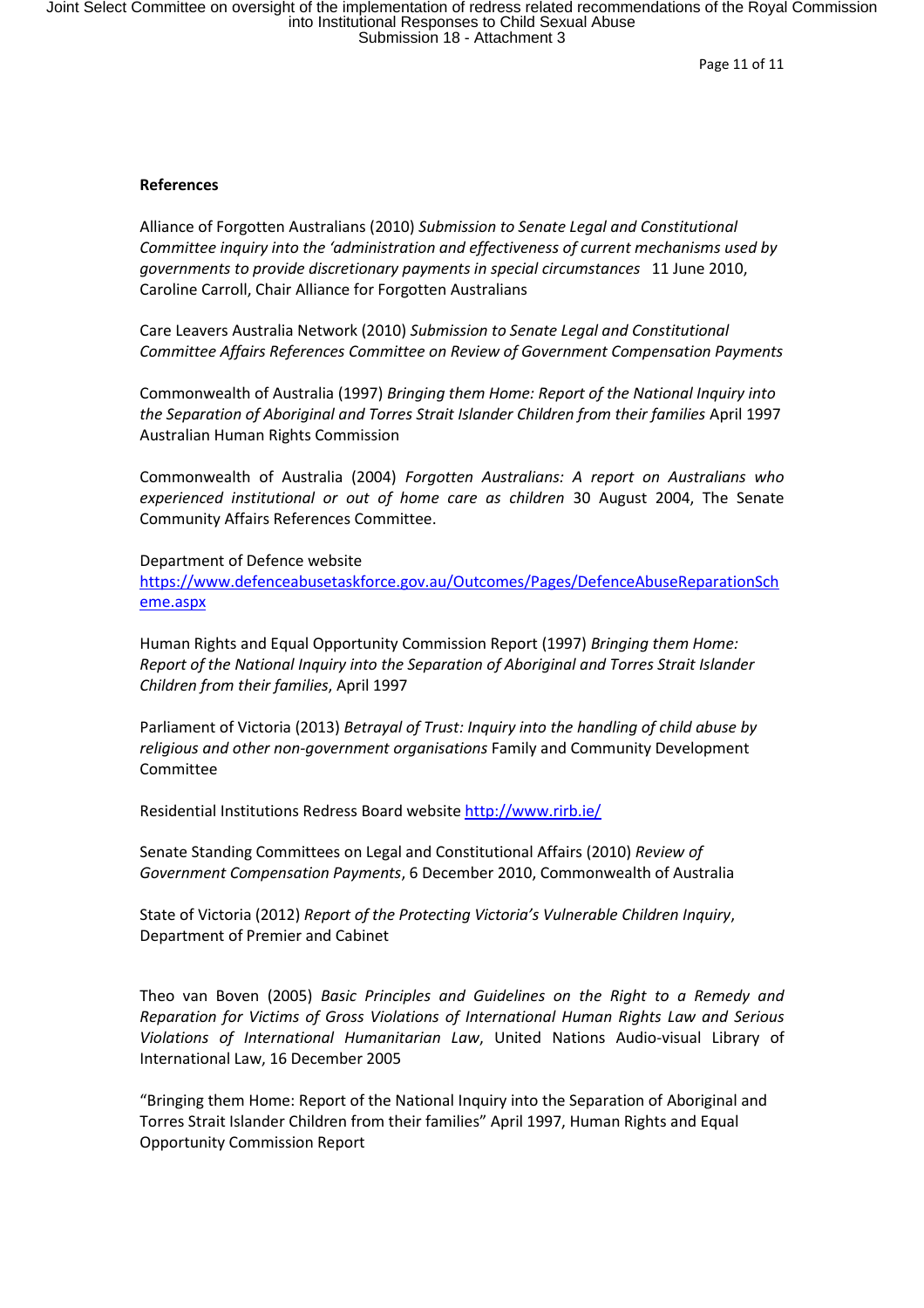**References**

Alliance of Forgotten Australians (2010) *Submission to Senate Legal and Constitutional Committee inquiry into the 'administration and effectiveness of current mechanisms used by governments to provide discretionary payments in special circumstances* 11 June 2010, Caroline Carroll, Chair Alliance for Forgotten Australians

Care Leavers Australia Network (2010) *Submission to Senate Legal and Constitutional Committee Affairs References Committee on Review of Government Compensation Payments*

Commonwealth of Australia (1997) *Bringing them Home: Report of the National Inquiry into the Separation of Aboriginal and Torres Strait Islander Children from their families* April 1997 Australian Human Rights Commission

Commonwealth of Australia (2004) *Forgotten Australians: A report on Australians who experienced institutional or out of home care as children* 30 August 2004, The Senate Community Affairs References Committee.

Department of Defence website https://www.defenceabusetaskforce.gov.au/Outcomes/Pages/DefenceAbuseReparationScheme.aspx

Human Rights and Equal Opportunity Commission Report (1997) *Bringing them Home: Report of the National Inquiry into the Separation of Aboriginal and Torres Strait Islander Children from their families*, April 1997

Parliament of Victoria (2013) *Betrayal of Trust: Inquiry into the handling of child abuse by religious and other non-government organisations* Family and Community Development Committee

Residential Institutions Redress Board website http://www.rirb.ie/

Senate Standing Committees on Legal and Constitutional Affairs (2010) *Review of Government Compensation Payments*, 6 December 2010, Commonwealth of Australia

State of Victoria (2012) *Report of the Protecting Victoria's Vulnerable Children Inquiry*, Department of Premier and Cabinet

Theo van Boven (2005) *Basic Principles and Guidelines on the Right to a Remedy and Reparation for Victims of Gross Violations of International Human Rights Law and Serious Violations of International Humanitarian Law*, United Nations Audio-visual Library of International Law, 16 December 2005

"Bringing them Home: Report of the National Inquiry into the Separation of Aboriginal and Torres Strait Islander Children from their families" April 1997, Human Rights and Equal Opportunity Commission Report